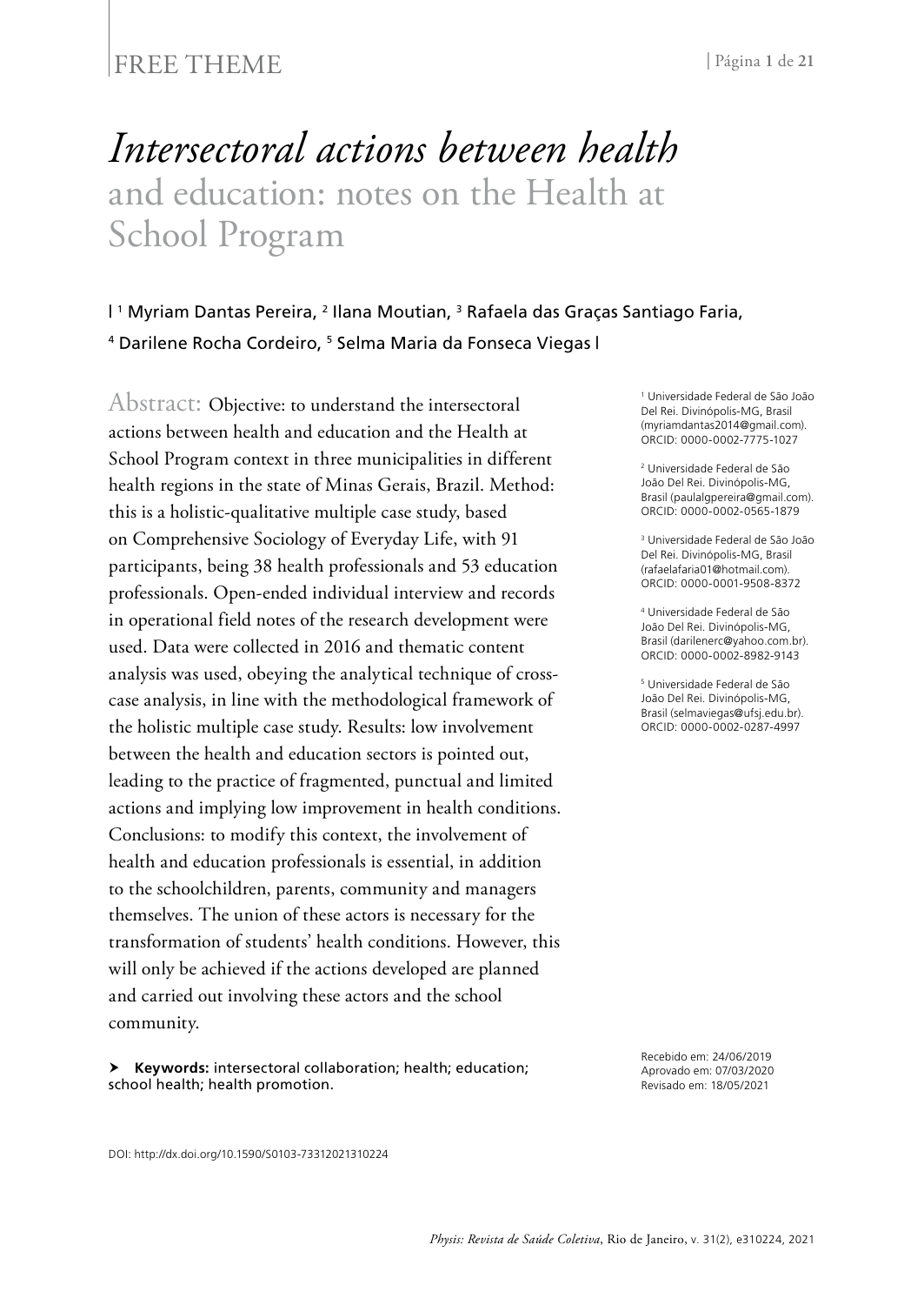FREE THEME

# *Intersectoral actions between health* and education: notes on the Health at School Program

| [1] Myriam Dantas Pereira, [2] Ilana Moutian, [3] Rafaela das Graças Santiago Faria, [4] Darilene Rocha Cordeiro, [5] Selma Maria da Fonseca Viegas |

Abstract: Objective: to understand the intersectoral actions between health and education and the Health at School Program context in three municipalities in different health regions in the state of Minas Gerais, Brazil. Method: this is a holistic-qualitative multiple case study, based on Comprehensive Sociology of Everyday Life, with 91 participants, being 38 health professionals and 53 education professionals. Open-ended individual interview and records in operational field notes of the research development were used. Data were collected in 2016 and thematic content analysis was used, obeying the analytical technique of cross-case analysis, in line with the methodological framework of the holistic multiple case study. Results: low involvement between the health and education sectors is pointed out, leading to the practice of fragmented, punctual and limited actions and implying low improvement in health conditions. Conclusions: to modify this context, the involvement of health and education professionals is essential, in addition to the schoolchildren, parents, community and managers themselves. The union of these actors is necessary for the transformation of students' health conditions. However, this will only be achieved if the actions developed are planned and carried out involving these actors and the school community.

➤ **Keywords:** intersectoral collaboration; health; education; school health; health promotion.

[1] Universidade Federal de São João Del Rei. Divinópolis-MG, Brasil (myriamdantas2014@gmail.com). ORCID: 0000-0002-7775-1027

[2] Universidade Federal de São João Del Rei. Divinópolis-MG, Brasil (paulalgpereira@gmail.com). ORCID: 0000-0002-0565-1879

[3] Universidade Federal de São João Del Rei. Divinópolis-MG, Brasil (rafaelafaria01@hotmail.com). ORCID: 0000-0001-9508-8372

[4] Universidade Federal de São João Del Rei. Divinópolis-MG, Brasil (darilenerc@yahoo.com.br). ORCID: 0000-0002-8982-9143

[5] Universidade Federal de São João Del Rei. Divinópolis-MG, Brasil (selmaviegas@ufsj.edu.br). ORCID: 0000-0002-0287-4997

Recebido em: 24/06/2019
Aprovado em: 07/03/2020
Revisado em: 18/05/2021

DOI: http://dx.doi.org/10.1590/S0103-73312021310224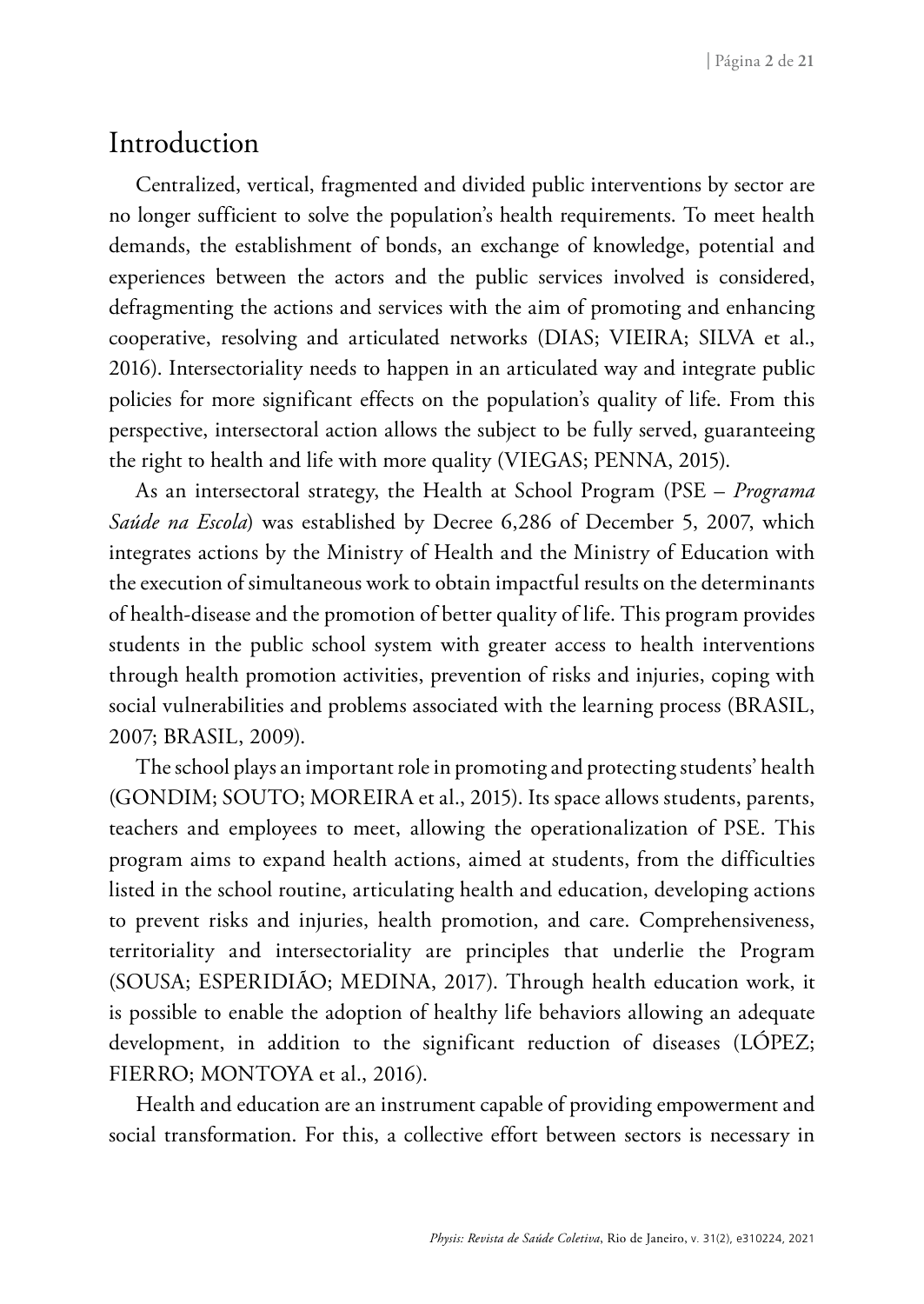## Introduction

Centralized, vertical, fragmented and divided public interventions by sector are no longer sufficient to solve the population's health requirements. To meet health demands, the establishment of bonds, an exchange of knowledge, potential and experiences between the actors and the public services involved is considered, defragmenting the actions and services with the aim of promoting and enhancing cooperative, resolving and articulated networks (DIAS; VIEIRA; SILVA et al., 2016). Intersectoriality needs to happen in an articulated way and integrate public policies for more significant effects on the population's quality of life. From this perspective, intersectoral action allows the subject to be fully served, guaranteeing the right to health and life with more quality (VIEGAS; PENNA, 2015).

As an intersectoral strategy, the Health at School Program (PSE – *Programa Saúde na Escola*) was established by Decree 6,286 of December 5, 2007, which integrates actions by the Ministry of Health and the Ministry of Education with the execution of simultaneous work to obtain impactful results on the determinants of health-disease and the promotion of better quality of life. This program provides students in the public school system with greater access to health interventions through health promotion activities, prevention of risks and injuries, coping with social vulnerabilities and problems associated with the learning process (BRASIL, 2007; BRASIL, 2009).

The school plays an important role in promoting and protecting students' health (GONDIM; SOUTO; MOREIRA et al., 2015). Its space allows students, parents, teachers and employees to meet, allowing the operationalization of PSE. This program aims to expand health actions, aimed at students, from the difficulties listed in the school routine, articulating health and education, developing actions to prevent risks and injuries, health promotion, and care. Comprehensiveness, territoriality and intersectoriality are principles that underlie the Program (SOUSA; ESPERIDIÃO; MEDINA, 2017). Through health education work, it is possible to enable the adoption of healthy life behaviors allowing an adequate development, in addition to the significant reduction of diseases (LÓPEZ; FIERRO; MONTOYA et al., 2016).

Health and education are an instrument capable of providing empowerment and social transformation. For this, a collective effort between sectors is necessary in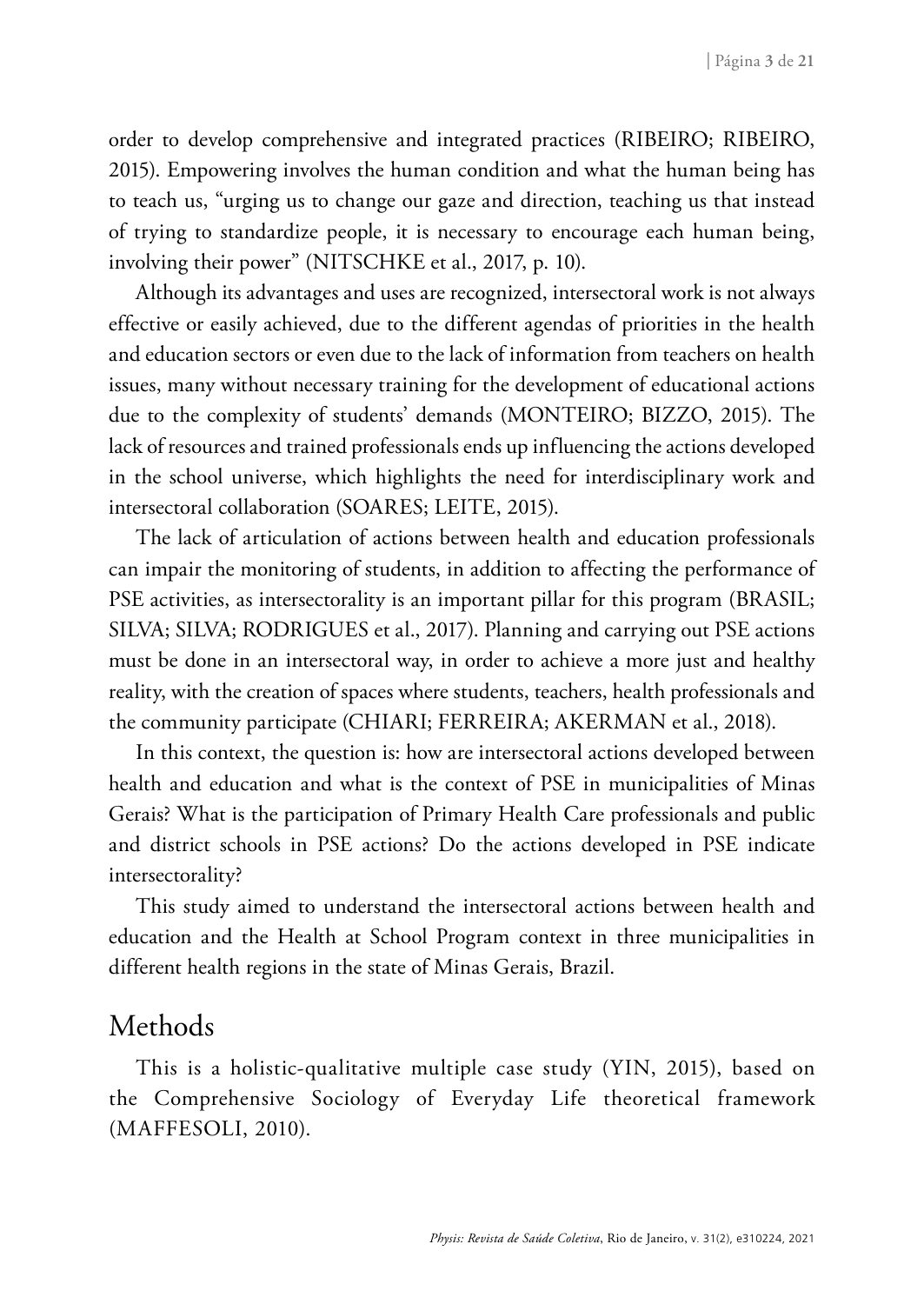order to develop comprehensive and integrated practices (RIBEIRO; RIBEIRO, 2015). Empowering involves the human condition and what the human being has to teach us, "urging us to change our gaze and direction, teaching us that instead of trying to standardize people, it is necessary to encourage each human being, involving their power" (NITSCHKE et al., 2017, p. 10).

Although its advantages and uses are recognized, intersectoral work is not always effective or easily achieved, due to the different agendas of priorities in the health and education sectors or even due to the lack of information from teachers on health issues, many without necessary training for the development of educational actions due to the complexity of students' demands (MONTEIRO; BIZZO, 2015). The lack of resources and trained professionals ends up influencing the actions developed in the school universe, which highlights the need for interdisciplinary work and intersectoral collaboration (SOARES; LEITE, 2015).

The lack of articulation of actions between health and education professionals can impair the monitoring of students, in addition to affecting the performance of PSE activities, as intersectorality is an important pillar for this program (BRASIL; SILVA; SILVA; RODRIGUES et al., 2017). Planning and carrying out PSE actions must be done in an intersectoral way, in order to achieve a more just and healthy reality, with the creation of spaces where students, teachers, health professionals and the community participate (CHIARI; FERREIRA; AKERMAN et al., 2018).

In this context, the question is: how are intersectoral actions developed between health and education and what is the context of PSE in municipalities of Minas Gerais? What is the participation of Primary Health Care professionals and public and district schools in PSE actions? Do the actions developed in PSE indicate intersectorality?

This study aimed to understand the intersectoral actions between health and education and the Health at School Program context in three municipalities in different health regions in the state of Minas Gerais, Brazil.

## Methods

This is a holistic-qualitative multiple case study (YIN, 2015), based on the Comprehensive Sociology of Everyday Life theoretical framework (MAFFESOLI, 2010).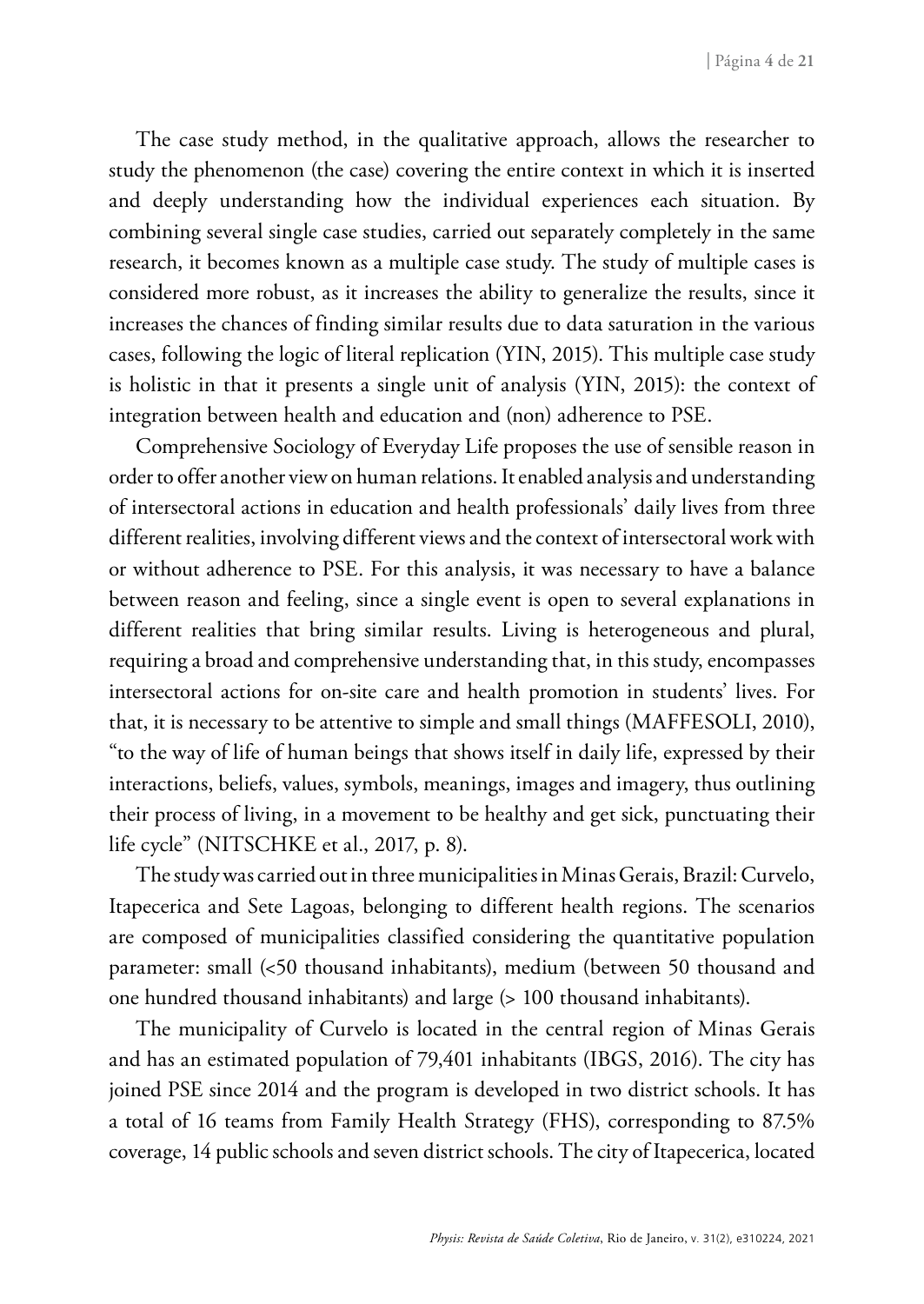The case study method, in the qualitative approach, allows the researcher to study the phenomenon (the case) covering the entire context in which it is inserted and deeply understanding how the individual experiences each situation. By combining several single case studies, carried out separately completely in the same research, it becomes known as a multiple case study. The study of multiple cases is considered more robust, as it increases the ability to generalize the results, since it increases the chances of finding similar results due to data saturation in the various cases, following the logic of literal replication (YIN, 2015). This multiple case study is holistic in that it presents a single unit of analysis (YIN, 2015): the context of integration between health and education and (non) adherence to PSE.

Comprehensive Sociology of Everyday Life proposes the use of sensible reason in order to offer another view on human relations. It enabled analysis and understanding of intersectoral actions in education and health professionals' daily lives from three different realities, involving different views and the context of intersectoral work with or without adherence to PSE. For this analysis, it was necessary to have a balance between reason and feeling, since a single event is open to several explanations in different realities that bring similar results. Living is heterogeneous and plural, requiring a broad and comprehensive understanding that, in this study, encompasses intersectoral actions for on-site care and health promotion in students' lives. For that, it is necessary to be attentive to simple and small things (MAFFESOLI, 2010), "to the way of life of human beings that shows itself in daily life, expressed by their interactions, beliefs, values, symbols, meanings, images and imagery, thus outlining their process of living, in a movement to be healthy and get sick, punctuating their life cycle" (NITSCHKE et al., 2017, p. 8).

The study was carried out in three municipalities in Minas Gerais, Brazil: Curvelo, Itapecerica and Sete Lagoas, belonging to different health regions. The scenarios are composed of municipalities classified considering the quantitative population parameter: small (<50 thousand inhabitants), medium (between 50 thousand and one hundred thousand inhabitants) and large (> 100 thousand inhabitants).

The municipality of Curvelo is located in the central region of Minas Gerais and has an estimated population of 79,401 inhabitants (IBGS, 2016). The city has joined PSE since 2014 and the program is developed in two district schools. It has a total of 16 teams from Family Health Strategy (FHS), corresponding to 87.5% coverage, 14 public schools and seven district schools. The city of Itapecerica, located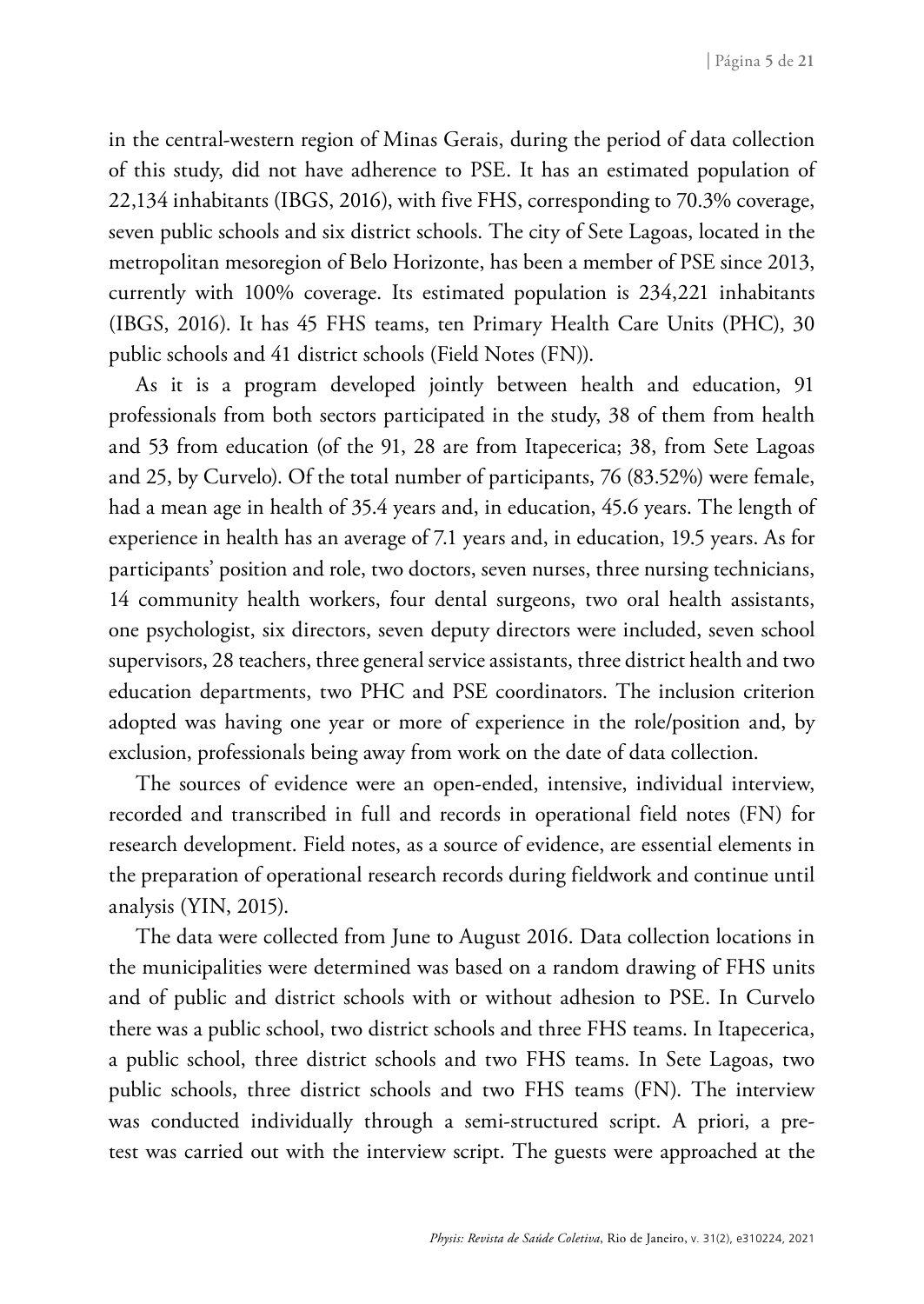in the central-western region of Minas Gerais, during the period of data collection of this study, did not have adherence to PSE. It has an estimated population of 22,134 inhabitants (IBGS, 2016), with five FHS, corresponding to 70.3% coverage, seven public schools and six district schools. The city of Sete Lagoas, located in the metropolitan mesoregion of Belo Horizonte, has been a member of PSE since 2013, currently with 100% coverage. Its estimated population is 234,221 inhabitants (IBGS, 2016). It has 45 FHS teams, ten Primary Health Care Units (PHC), 30 public schools and 41 district schools (Field Notes (FN)).

As it is a program developed jointly between health and education, 91 professionals from both sectors participated in the study, 38 of them from health and 53 from education (of the 91, 28 are from Itapecerica; 38, from Sete Lagoas and 25, by Curvelo). Of the total number of participants, 76 (83.52%) were female, had a mean age in health of 35.4 years and, in education, 45.6 years. The length of experience in health has an average of 7.1 years and, in education, 19.5 years. As for participants' position and role, two doctors, seven nurses, three nursing technicians, 14 community health workers, four dental surgeons, two oral health assistants, one psychologist, six directors, seven deputy directors were included, seven school supervisors, 28 teachers, three general service assistants, three district health and two education departments, two PHC and PSE coordinators. The inclusion criterion adopted was having one year or more of experience in the role/position and, by exclusion, professionals being away from work on the date of data collection.

The sources of evidence were an open-ended, intensive, individual interview, recorded and transcribed in full and records in operational field notes (FN) for research development. Field notes, as a source of evidence, are essential elements in the preparation of operational research records during fieldwork and continue until analysis (YIN, 2015).

The data were collected from June to August 2016. Data collection locations in the municipalities were determined was based on a random drawing of FHS units and of public and district schools with or without adhesion to PSE. In Curvelo there was a public school, two district schools and three FHS teams. In Itapecerica, a public school, three district schools and two FHS teams. In Sete Lagoas, two public schools, three district schools and two FHS teams (FN). The interview was conducted individually through a semi-structured script. A priori, a pre-test was carried out with the interview script. The guests were approached at the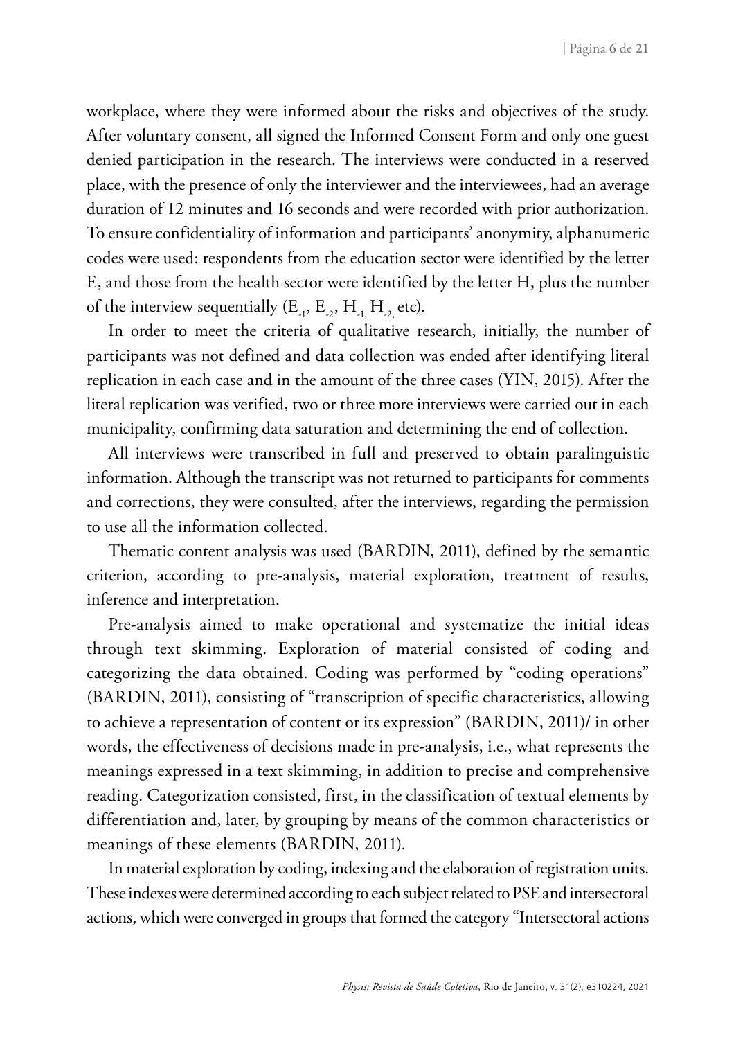workplace, where they were informed about the risks and objectives of the study. After voluntary consent, all signed the Informed Consent Form and only one guest denied participation in the research. The interviews were conducted in a reserved place, with the presence of only the interviewer and the interviewees, had an average duration of 12 minutes and 16 seconds and were recorded with prior authorization. To ensure confidentiality of information and participants' anonymity, alphanumeric codes were used: respondents from the education sector were identified by the letter E, and those from the health sector were identified by the letter H, plus the number of the interview sequentially ($E_{-1}$, $E_{-2}$, $H_{-1,}$ $H_{-2,}$ etc).

In order to meet the criteria of qualitative research, initially, the number of participants was not defined and data collection was ended after identifying literal replication in each case and in the amount of the three cases (YIN, 2015). After the literal replication was verified, two or three more interviews were carried out in each municipality, confirming data saturation and determining the end of collection.

All interviews were transcribed in full and preserved to obtain paralinguistic information. Although the transcript was not returned to participants for comments and corrections, they were consulted, after the interviews, regarding the permission to use all the information collected.

Thematic content analysis was used (BARDIN, 2011), defined by the semantic criterion, according to pre-analysis, material exploration, treatment of results, inference and interpretation.

Pre-analysis aimed to make operational and systematize the initial ideas through text skimming. Exploration of material consisted of coding and categorizing the data obtained. Coding was performed by "coding operations" (BARDIN, 2011), consisting of "transcription of specific characteristics, allowing to achieve a representation of content or its expression" (BARDIN, 2011)/ in other words, the effectiveness of decisions made in pre-analysis, i.e., what represents the meanings expressed in a text skimming, in addition to precise and comprehensive reading. Categorization consisted, first, in the classification of textual elements by differentiation and, later, by grouping by means of the common characteristics or meanings of these elements (BARDIN, 2011).

In material exploration by coding, indexing and the elaboration of registration units. These indexes were determined according to each subject related to PSE and intersectoral actions, which were converged in groups that formed the category "Intersectoral actions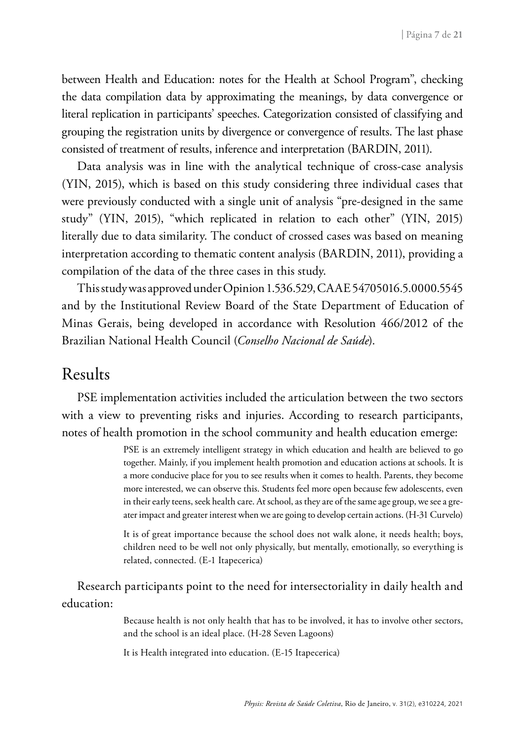between Health and Education: notes for the Health at School Program", checking the data compilation data by approximating the meanings, by data convergence or literal replication in participants' speeches. Categorization consisted of classifying and grouping the registration units by divergence or convergence of results. The last phase consisted of treatment of results, inference and interpretation (BARDIN, 2011).

Data analysis was in line with the analytical technique of cross-case analysis (YIN, 2015), which is based on this study considering three individual cases that were previously conducted with a single unit of analysis "pre-designed in the same study" (YIN, 2015), "which replicated in relation to each other" (YIN, 2015) literally due to data similarity. The conduct of crossed cases was based on meaning interpretation according to thematic content analysis (BARDIN, 2011), providing a compilation of the data of the three cases in this study.

This study was approved under Opinion 1.536.529, CAAE 54705016.5.0000.5545 and by the Institutional Review Board of the State Department of Education of Minas Gerais, being developed in accordance with Resolution 466/2012 of the Brazilian National Health Council (*Conselho Nacional de Saúde*).

# Results

PSE implementation activities included the articulation between the two sectors with a view to preventing risks and injuries. According to research participants, notes of health promotion in the school community and health education emerge:

> PSE is an extremely intelligent strategy in which education and health are believed to go together. Mainly, if you implement health promotion and education actions at schools. It is a more conducive place for you to see results when it comes to health. Parents, they become more interested, we can observe this. Students feel more open because few adolescents, even in their early teens, seek health care. At school, as they are of the same age group, we see a greater impact and greater interest when we are going to develop certain actions. (H-31 Curvelo)

> It is of great importance because the school does not walk alone, it needs health; boys, children need to be well not only physically, but mentally, emotionally, so everything is related, connected. (E-1 Itapecerica)

Research participants point to the need for intersectoriality in daily health and education:

> Because health is not only health that has to be involved, it has to involve other sectors, and the school is an ideal place. (H-28 Seven Lagoons)

> It is Health integrated into education. (E-15 Itapecerica)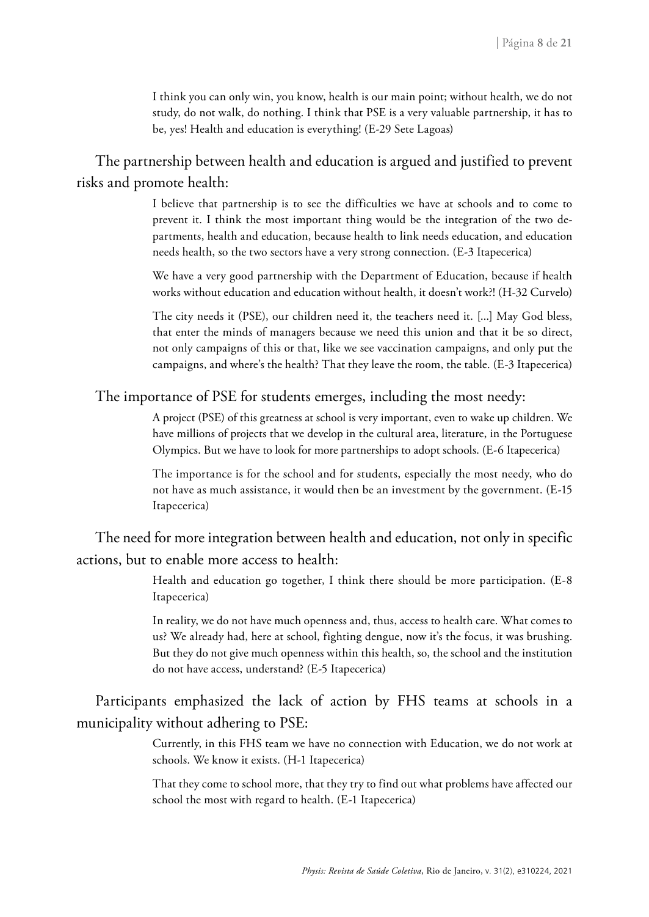> I think you can only win, you know, health is our main point; without health, we do not study, do not walk, do nothing. I think that PSE is a very valuable partnership, it has to be, yes! Health and education is everything! (E-29 Sete Lagoas)

The partnership between health and education is argued and justified to prevent risks and promote health:

> I believe that partnership is to see the difficulties we have at schools and to come to prevent it. I think the most important thing would be the integration of the two departments, health and education, because health to link needs education, and education needs health, so the two sectors have a very strong connection. (E-3 Itapecerica)

> We have a very good partnership with the Department of Education, because if health works without education and education without health, it doesn't work?! (H-32 Curvelo)

> The city needs it (PSE), our children need it, the teachers need it. [...] May God bless, that enter the minds of managers because we need this union and that it be so direct, not only campaigns of this or that, like we see vaccination campaigns, and only put the campaigns, and where's the health? That they leave the room, the table. (E-3 Itapecerica)

The importance of PSE for students emerges, including the most needy:

> A project (PSE) of this greatness at school is very important, even to wake up children. We have millions of projects that we develop in the cultural area, literature, in the Portuguese Olympics. But we have to look for more partnerships to adopt schools. (E-6 Itapecerica)

> The importance is for the school and for students, especially the most needy, who do not have as much assistance, it would then be an investment by the government. (E-15 Itapecerica)

The need for more integration between health and education, not only in specific actions, but to enable more access to health:

> Health and education go together, I think there should be more participation. (E-8 Itapecerica)

> In reality, we do not have much openness and, thus, access to health care. What comes to us? We already had, here at school, fighting dengue, now it's the focus, it was brushing. But they do not give much openness within this health, so, the school and the institution do not have access, understand? (E-5 Itapecerica)

Participants emphasized the lack of action by FHS teams at schools in a municipality without adhering to PSE:

> Currently, in this FHS team we have no connection with Education, we do not work at schools. We know it exists. (H-1 Itapecerica)

> That they come to school more, that they try to find out what problems have affected our school the most with regard to health. (E-1 Itapecerica)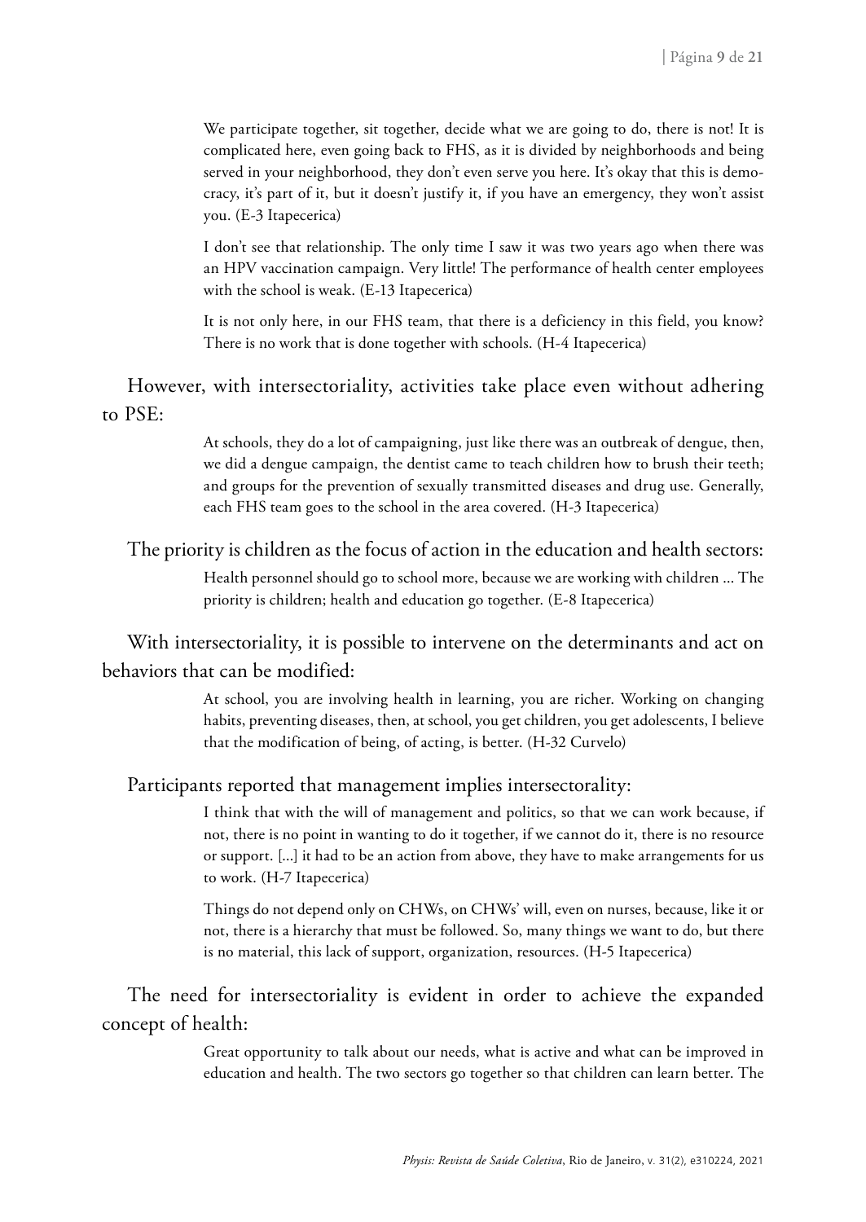> We participate together, sit together, decide what we are going to do, there is not! It is complicated here, even going back to FHS, as it is divided by neighborhoods and being served in your neighborhood, they don't even serve you here. It's okay that this is democracy, it's part of it, but it doesn't justify it, if you have an emergency, they won't assist you. (E-3 Itapecerica)

> I don't see that relationship. The only time I saw it was two years ago when there was an HPV vaccination campaign. Very little! The performance of health center employees with the school is weak. (E-13 Itapecerica)

> It is not only here, in our FHS team, that there is a deficiency in this field, you know? There is no work that is done together with schools. (H-4 Itapecerica)

However, with intersectoriality, activities take place even without adhering to PSE:

> At schools, they do a lot of campaigning, just like there was an outbreak of dengue, then, we did a dengue campaign, the dentist came to teach children how to brush their teeth; and groups for the prevention of sexually transmitted diseases and drug use. Generally, each FHS team goes to the school in the area covered. (H-3 Itapecerica)

The priority is children as the focus of action in the education and health sectors:

> Health personnel should go to school more, because we are working with children ... The priority is children; health and education go together. (E-8 Itapecerica)

With intersectoriality, it is possible to intervene on the determinants and act on behaviors that can be modified:

> At school, you are involving health in learning, you are richer. Working on changing habits, preventing diseases, then, at school, you get children, you get adolescents, I believe that the modification of being, of acting, is better. (H-32 Curvelo)

Participants reported that management implies intersectorality:

> I think that with the will of management and politics, so that we can work because, if not, there is no point in wanting to do it together, if we cannot do it, there is no resource or support. [...] it had to be an action from above, they have to make arrangements for us to work. (H-7 Itapecerica)

> Things do not depend only on CHWs, on CHWs' will, even on nurses, because, like it or not, there is a hierarchy that must be followed. So, many things we want to do, but there is no material, this lack of support, organization, resources. (H-5 Itapecerica)

The need for intersectoriality is evident in order to achieve the expanded concept of health:

> Great opportunity to talk about our needs, what is active and what can be improved in education and health. The two sectors go together so that children can learn better. The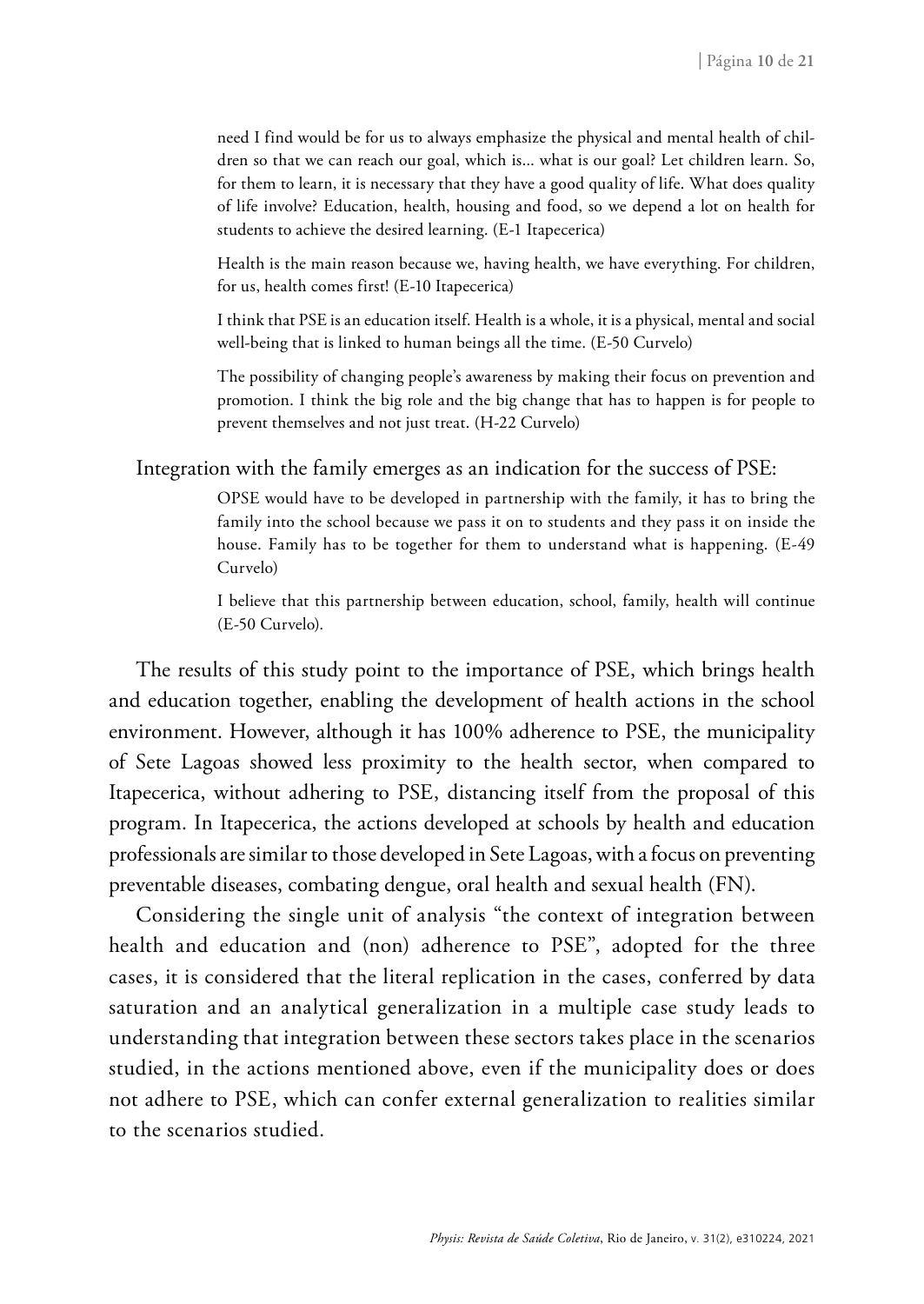> need I find would be for us to always emphasize the physical and mental health of children so that we can reach our goal, which is... what is our goal? Let children learn. So, for them to learn, it is necessary that they have a good quality of life. What does quality of life involve? Education, health, housing and food, so we depend a lot on health for students to achieve the desired learning. (E-1 Itapecerica)

> Health is the main reason because we, having health, we have everything. For children, for us, health comes first! (E-10 Itapecerica)

> I think that PSE is an education itself. Health is a whole, it is a physical, mental and social well-being that is linked to human beings all the time. (E-50 Curvelo)

> The possibility of changing people's awareness by making their focus on prevention and promotion. I think the big role and the big change that has to happen is for people to prevent themselves and not just treat. (H-22 Curvelo)

Integration with the family emerges as an indication for the success of PSE:

> OPSE would have to be developed in partnership with the family, it has to bring the family into the school because we pass it on to students and they pass it on inside the house. Family has to be together for them to understand what is happening. (E-49 Curvelo)

> I believe that this partnership between education, school, family, health will continue (E-50 Curvelo).

The results of this study point to the importance of PSE, which brings health and education together, enabling the development of health actions in the school environment. However, although it has 100% adherence to PSE, the municipality of Sete Lagoas showed less proximity to the health sector, when compared to Itapecerica, without adhering to PSE, distancing itself from the proposal of this program. In Itapecerica, the actions developed at schools by health and education professionals are similar to those developed in Sete Lagoas, with a focus on preventing preventable diseases, combating dengue, oral health and sexual health (FN).

Considering the single unit of analysis "the context of integration between health and education and (non) adherence to PSE", adopted for the three cases, it is considered that the literal replication in the cases, conferred by data saturation and an analytical generalization in a multiple case study leads to understanding that integration between these sectors takes place in the scenarios studied, in the actions mentioned above, even if the municipality does or does not adhere to PSE, which can confer external generalization to realities similar to the scenarios studied.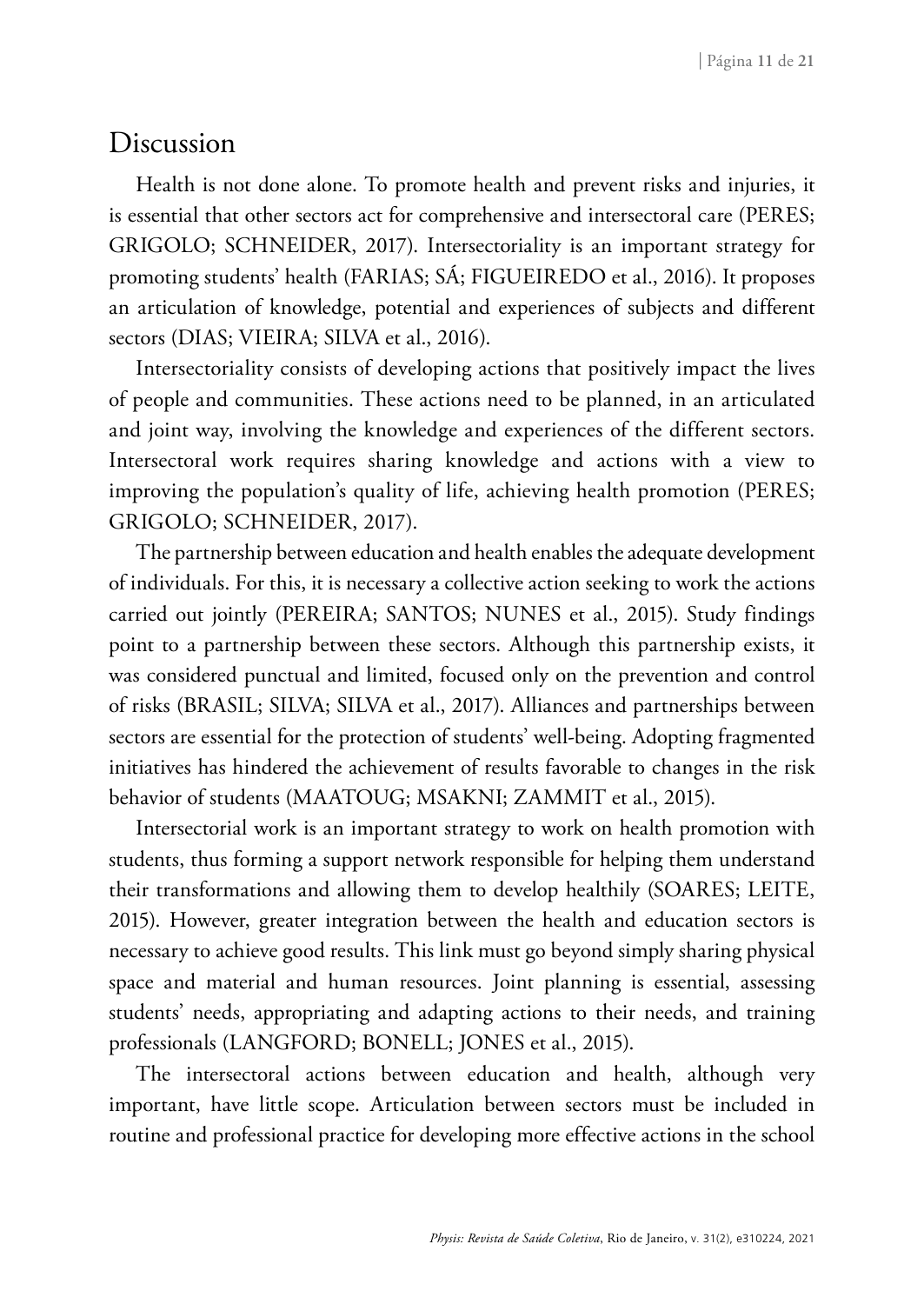## Discussion

Health is not done alone. To promote health and prevent risks and injuries, it is essential that other sectors act for comprehensive and intersectoral care (PERES; GRIGOLO; SCHNEIDER, 2017). Intersectoriality is an important strategy for promoting students' health (FARIAS; SÁ; FIGUEIREDO et al., 2016). It proposes an articulation of knowledge, potential and experiences of subjects and different sectors (DIAS; VIEIRA; SILVA et al., 2016).

Intersectoriality consists of developing actions that positively impact the lives of people and communities. These actions need to be planned, in an articulated and joint way, involving the knowledge and experiences of the different sectors. Intersectoral work requires sharing knowledge and actions with a view to improving the population's quality of life, achieving health promotion (PERES; GRIGOLO; SCHNEIDER, 2017).

The partnership between education and health enables the adequate development of individuals. For this, it is necessary a collective action seeking to work the actions carried out jointly (PEREIRA; SANTOS; NUNES et al., 2015). Study findings point to a partnership between these sectors. Although this partnership exists, it was considered punctual and limited, focused only on the prevention and control of risks (BRASIL; SILVA; SILVA et al., 2017). Alliances and partnerships between sectors are essential for the protection of students' well-being. Adopting fragmented initiatives has hindered the achievement of results favorable to changes in the risk behavior of students (MAATOUG; MSAKNI; ZAMMIT et al., 2015).

Intersectorial work is an important strategy to work on health promotion with students, thus forming a support network responsible for helping them understand their transformations and allowing them to develop healthily (SOARES; LEITE, 2015). However, greater integration between the health and education sectors is necessary to achieve good results. This link must go beyond simply sharing physical space and material and human resources. Joint planning is essential, assessing students' needs, appropriating and adapting actions to their needs, and training professionals (LANGFORD; BONELL; JONES et al., 2015).

The intersectoral actions between education and health, although very important, have little scope. Articulation between sectors must be included in routine and professional practice for developing more effective actions in the school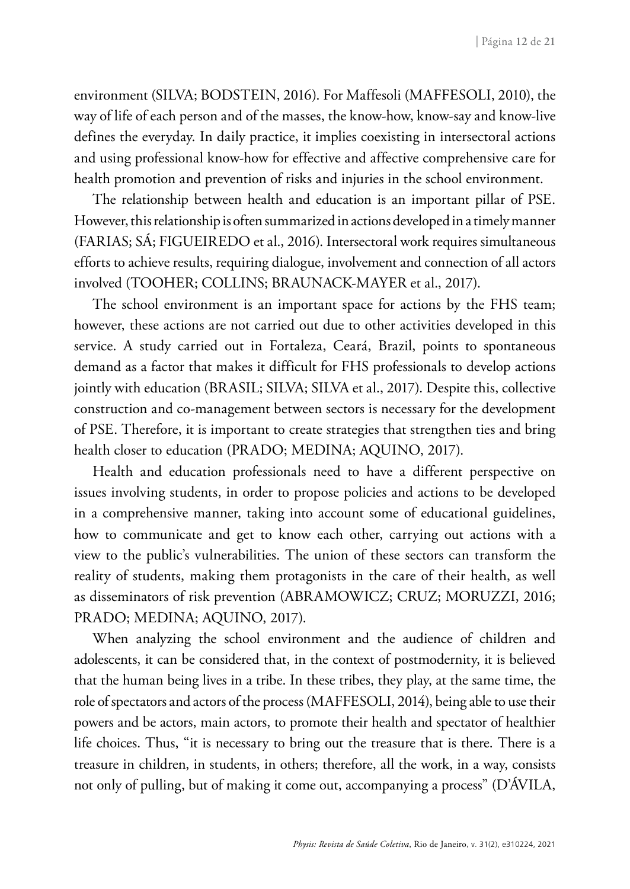environment (SILVA; BODSTEIN, 2016). For Maffesoli (MAFFESOLI, 2010), the way of life of each person and of the masses, the know-how, know-say and know-live defines the everyday. In daily practice, it implies coexisting in intersectoral actions and using professional know-how for effective and affective comprehensive care for health promotion and prevention of risks and injuries in the school environment.

The relationship between health and education is an important pillar of PSE. However, this relationship is often summarized in actions developed in a timely manner (FARIAS; SÁ; FIGUEIREDO et al., 2016). Intersectoral work requires simultaneous efforts to achieve results, requiring dialogue, involvement and connection of all actors involved (TOOHER; COLLINS; BRAUNACK-MAYER et al., 2017).

The school environment is an important space for actions by the FHS team; however, these actions are not carried out due to other activities developed in this service. A study carried out in Fortaleza, Ceará, Brazil, points to spontaneous demand as a factor that makes it difficult for FHS professionals to develop actions jointly with education (BRASIL; SILVA; SILVA et al., 2017). Despite this, collective construction and co-management between sectors is necessary for the development of PSE. Therefore, it is important to create strategies that strengthen ties and bring health closer to education (PRADO; MEDINA; AQUINO, 2017).

Health and education professionals need to have a different perspective on issues involving students, in order to propose policies and actions to be developed in a comprehensive manner, taking into account some of educational guidelines, how to communicate and get to know each other, carrying out actions with a view to the public's vulnerabilities. The union of these sectors can transform the reality of students, making them protagonists in the care of their health, as well as disseminators of risk prevention (ABRAMOWICZ; CRUZ; MORUZZI, 2016; PRADO; MEDINA; AQUINO, 2017).

When analyzing the school environment and the audience of children and adolescents, it can be considered that, in the context of postmodernity, it is believed that the human being lives in a tribe. In these tribes, they play, at the same time, the role of spectators and actors of the process (MAFFESOLI, 2014), being able to use their powers and be actors, main actors, to promote their health and spectator of healthier life choices. Thus, "it is necessary to bring out the treasure that is there. There is a treasure in children, in students, in others; therefore, all the work, in a way, consists not only of pulling, but of making it come out, accompanying a process" (D'ÁVILA,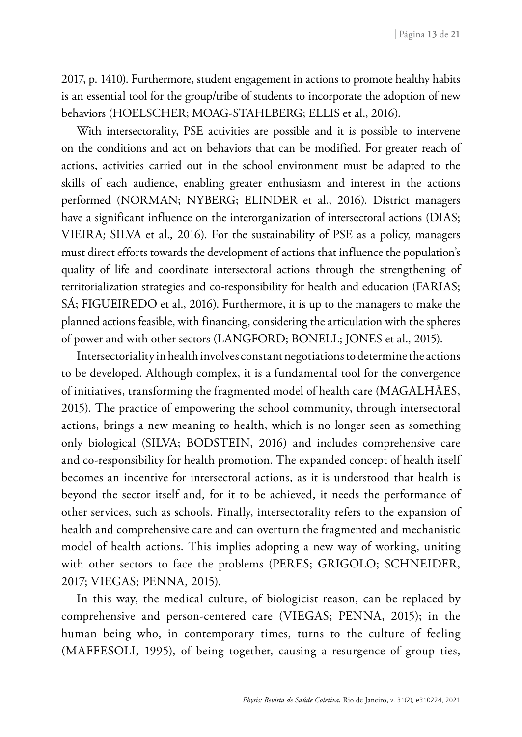2017, p. 1410). Furthermore, student engagement in actions to promote healthy habits is an essential tool for the group/tribe of students to incorporate the adoption of new behaviors (HOELSCHER; MOAG-STAHLBERG; ELLIS et al., 2016).

With intersectorality, PSE activities are possible and it is possible to intervene on the conditions and act on behaviors that can be modified. For greater reach of actions, activities carried out in the school environment must be adapted to the skills of each audience, enabling greater enthusiasm and interest in the actions performed (NORMAN; NYBERG; ELINDER et al., 2016). District managers have a significant influence on the interorganization of intersectoral actions (DIAS; VIEIRA; SILVA et al., 2016). For the sustainability of PSE as a policy, managers must direct efforts towards the development of actions that influence the population's quality of life and coordinate intersectoral actions through the strengthening of territorialization strategies and co-responsibility for health and education (FARIAS; SÁ; FIGUEIREDO et al., 2016). Furthermore, it is up to the managers to make the planned actions feasible, with financing, considering the articulation with the spheres of power and with other sectors (LANGFORD; BONELL; JONES et al., 2015).

Intersectoriality in health involves constant negotiations to determine the actions to be developed. Although complex, it is a fundamental tool for the convergence of initiatives, transforming the fragmented model of health care (MAGALHÃES, 2015). The practice of empowering the school community, through intersectoral actions, brings a new meaning to health, which is no longer seen as something only biological (SILVA; BODSTEIN, 2016) and includes comprehensive care and co-responsibility for health promotion. The expanded concept of health itself becomes an incentive for intersectoral actions, as it is understood that health is beyond the sector itself and, for it to be achieved, it needs the performance of other services, such as schools. Finally, intersectorality refers to the expansion of health and comprehensive care and can overturn the fragmented and mechanistic model of health actions. This implies adopting a new way of working, uniting with other sectors to face the problems (PERES; GRIGOLO; SCHNEIDER, 2017; VIEGAS; PENNA, 2015).

In this way, the medical culture, of biologicist reason, can be replaced by comprehensive and person-centered care (VIEGAS; PENNA, 2015); in the human being who, in contemporary times, turns to the culture of feeling (MAFFESOLI, 1995), of being together, causing a resurgence of group ties,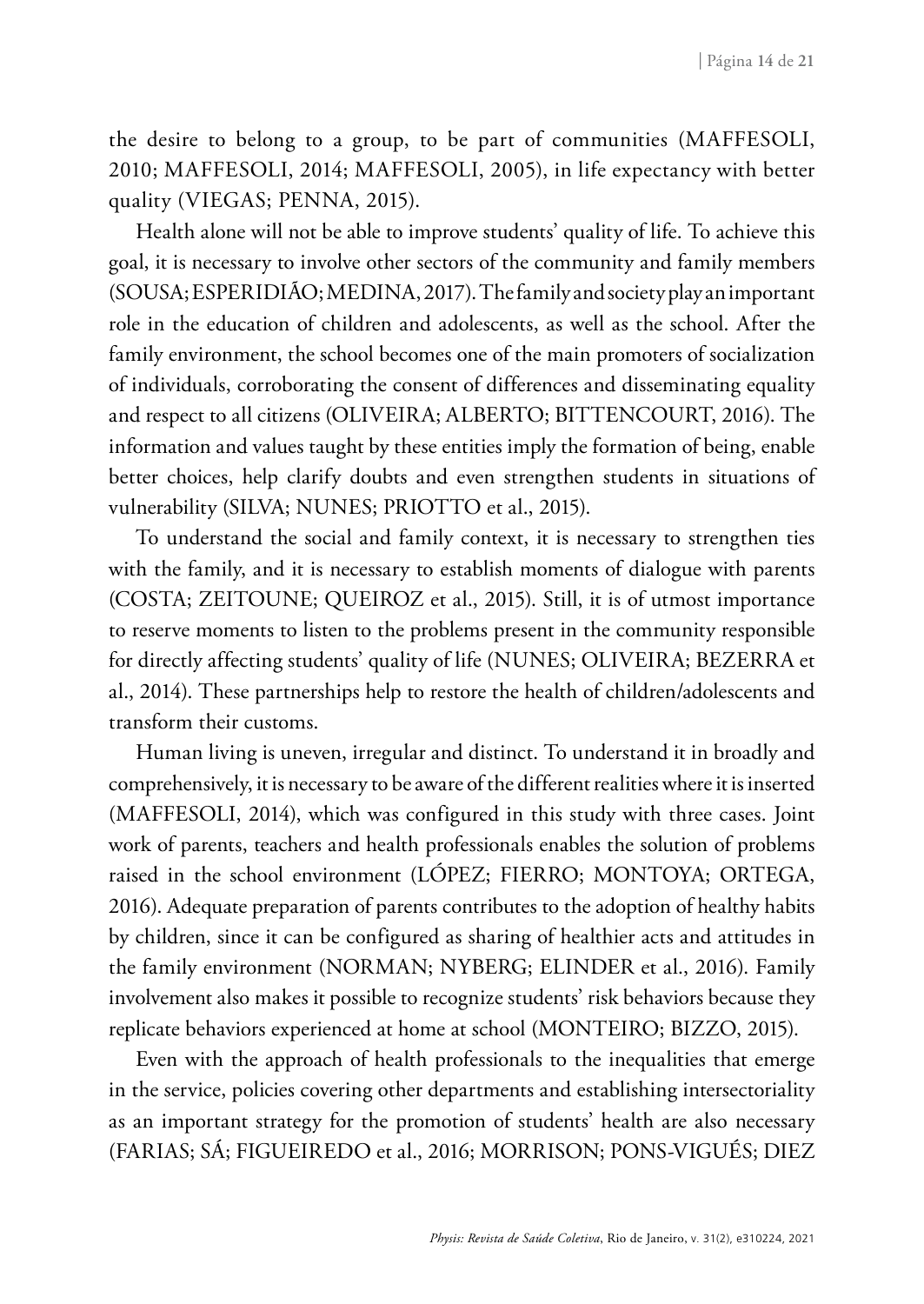the desire to belong to a group, to be part of communities (MAFFESOLI, 2010; MAFFESOLI, 2014; MAFFESOLI, 2005), in life expectancy with better quality (VIEGAS; PENNA, 2015).

Health alone will not be able to improve students' quality of life. To achieve this goal, it is necessary to involve other sectors of the community and family members (SOUSA; ESPERIDIÃO; MEDINA, 2017). The family and society play an important role in the education of children and adolescents, as well as the school. After the family environment, the school becomes one of the main promoters of socialization of individuals, corroborating the consent of differences and disseminating equality and respect to all citizens (OLIVEIRA; ALBERTO; BITTENCOURT, 2016). The information and values taught by these entities imply the formation of being, enable better choices, help clarify doubts and even strengthen students in situations of vulnerability (SILVA; NUNES; PRIOTTO et al., 2015).

To understand the social and family context, it is necessary to strengthen ties with the family, and it is necessary to establish moments of dialogue with parents (COSTA; ZEITOUNE; QUEIROZ et al., 2015). Still, it is of utmost importance to reserve moments to listen to the problems present in the community responsible for directly affecting students' quality of life (NUNES; OLIVEIRA; BEZERRA et al., 2014). These partnerships help to restore the health of children/adolescents and transform their customs.

Human living is uneven, irregular and distinct. To understand it in broadly and comprehensively, it is necessary to be aware of the different realities where it is inserted (MAFFESOLI, 2014), which was configured in this study with three cases. Joint work of parents, teachers and health professionals enables the solution of problems raised in the school environment (LÓPEZ; FIERRO; MONTOYA; ORTEGA, 2016). Adequate preparation of parents contributes to the adoption of healthy habits by children, since it can be configured as sharing of healthier acts and attitudes in the family environment (NORMAN; NYBERG; ELINDER et al., 2016). Family involvement also makes it possible to recognize students' risk behaviors because they replicate behaviors experienced at home at school (MONTEIRO; BIZZO, 2015).

Even with the approach of health professionals to the inequalities that emerge in the service, policies covering other departments and establishing intersectoriality as an important strategy for the promotion of students' health are also necessary (FARIAS; SÁ; FIGUEIREDO et al., 2016; MORRISON; PONS-VIGUÉS; DIEZ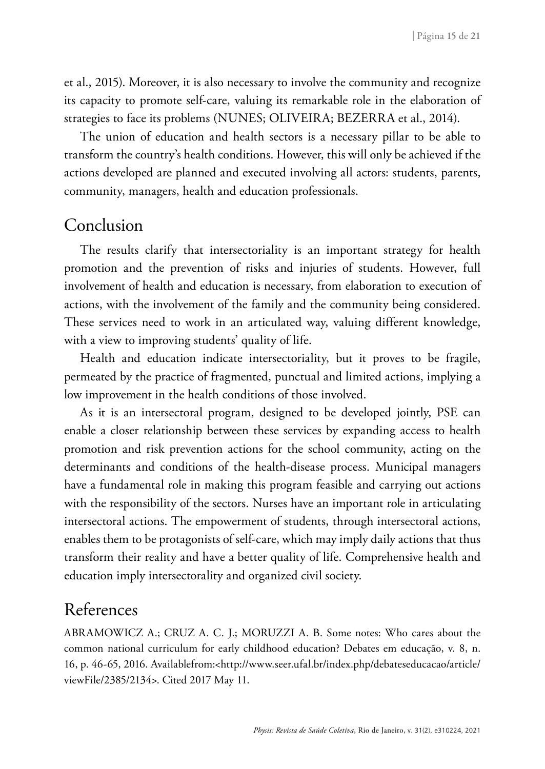et al., 2015). Moreover, it is also necessary to involve the community and recognize its capacity to promote self-care, valuing its remarkable role in the elaboration of strategies to face its problems (NUNES; OLIVEIRA; BEZERRA et al., 2014).

The union of education and health sectors is a necessary pillar to be able to transform the country's health conditions. However, this will only be achieved if the actions developed are planned and executed involving all actors: students, parents, community, managers, health and education professionals.

## Conclusion

The results clarify that intersectoriality is an important strategy for health promotion and the prevention of risks and injuries of students. However, full involvement of health and education is necessary, from elaboration to execution of actions, with the involvement of the family and the community being considered. These services need to work in an articulated way, valuing different knowledge, with a view to improving students' quality of life.

Health and education indicate intersectoriality, but it proves to be fragile, permeated by the practice of fragmented, punctual and limited actions, implying a low improvement in the health conditions of those involved.

As it is an intersectoral program, designed to be developed jointly, PSE can enable a closer relationship between these services by expanding access to health promotion and risk prevention actions for the school community, acting on the determinants and conditions of the health-disease process. Municipal managers have a fundamental role in making this program feasible and carrying out actions with the responsibility of the sectors. Nurses have an important role in articulating intersectoral actions. The empowerment of students, through intersectoral actions, enables them to be protagonists of self-care, which may imply daily actions that thus transform their reality and have a better quality of life. Comprehensive health and education imply intersectorality and organized civil society.

## References

ABRAMOWICZ A.; CRUZ A. C. J.; MORUZZI A. B. Some notes: Who cares about the common national curriculum for early childhood education? Debates em educação, v. 8, n. 16, p. 46-65, 2016. Availablefrom:<http://www.seer.ufal.br/index.php/debateseducacao/article/viewFile/2385/2134>. Cited 2017 May 11.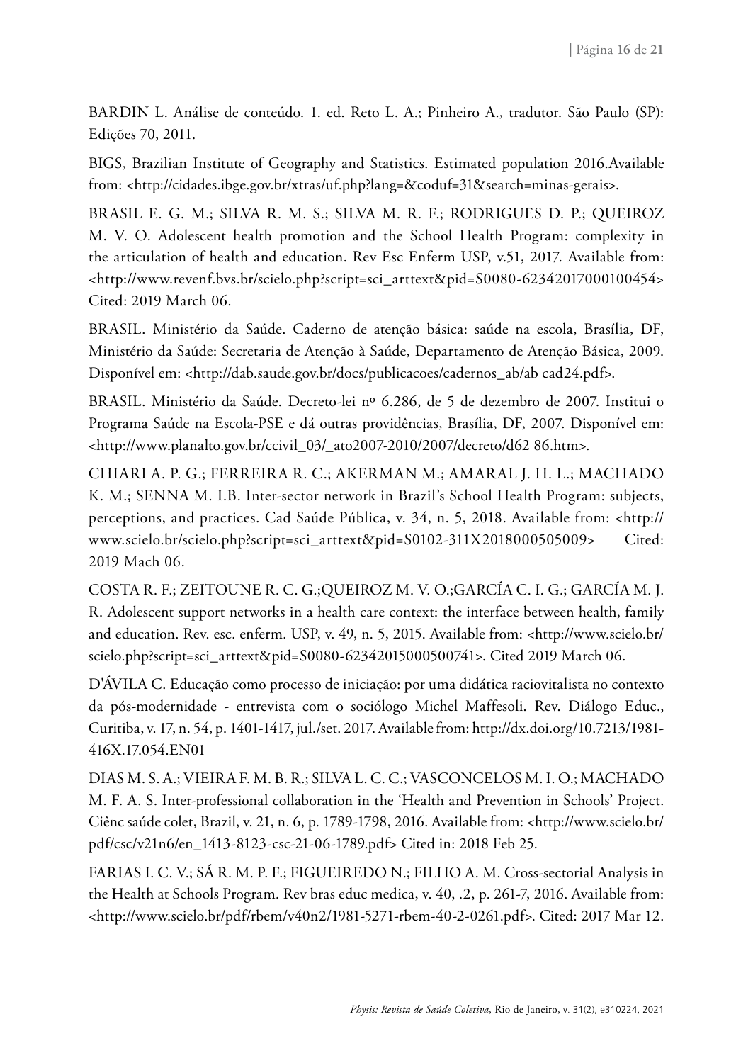BARDIN L. Análise de conteúdo. 1. ed. Reto L. A.; Pinheiro A., tradutor. São Paulo (SP): Edições 70, 2011.

BIGS, Brazilian Institute of Geography and Statistics. Estimated population 2016.Available from: <http://cidades.ibge.gov.br/xtras/uf.php?lang=&coduf=31&search=minas-gerais>.

BRASIL E. G. M.; SILVA R. M. S.; SILVA M. R. F.; RODRIGUES D. P.; QUEIROZ M. V. O. Adolescent health promotion and the School Health Program: complexity in the articulation of health and education. Rev Esc Enferm USP, v.51, 2017. Available from: <http://www.revenf.bvs.br/scielo.php?script=sci_arttext&pid=S0080-62342017000100454> Cited: 2019 March 06.

BRASIL. Ministério da Saúde. Caderno de atenção básica: saúde na escola, Brasília, DF, Ministério da Saúde: Secretaria de Atenção à Saúde, Departamento de Atenção Básica, 2009. Disponível em: <http://dab.saude.gov.br/docs/publicacoes/cadernos_ab/ab cad24.pdf>.

BRASIL. Ministério da Saúde. Decreto-lei nº 6.286, de 5 de dezembro de 2007. Institui o Programa Saúde na Escola-PSE e dá outras providências, Brasília, DF, 2007. Disponível em: <http://www.planalto.gov.br/ccivil_03/_ato2007-2010/2007/decreto/d62 86.htm>.

CHIARI A. P. G.; FERREIRA R. C.; AKERMAN M.; AMARAL J. H. L.; MACHADO K. M.; SENNA M. I.B. Inter-sector network in Brazil's School Health Program: subjects, perceptions, and practices. Cad Saúde Pública, v. 34, n. 5, 2018. Available from: <http://www.scielo.br/scielo.php?script=sci_arttext&pid=S0102-311X2018000505009> Cited: 2019 Mach 06.

COSTA R. F.; ZEITOUNE R. C. G.;QUEIROZ M. V. O.;GARCÍA C. I. G.; GARCÍA M. J. R. Adolescent support networks in a health care context: the interface between health, family and education. Rev. esc. enferm. USP, v. 49, n. 5, 2015. Available from: <http://www.scielo.br/scielo.php?script=sci_arttext&pid=S0080-62342015000500741>. Cited 2019 March 06.

D'ÁVILA C. Educação como processo de iniciação: por uma didática raciovitalista no contexto da pós-modernidade - entrevista com o sociólogo Michel Maffesoli. Rev. Diálogo Educ., Curitiba, v. 17, n. 54, p. 1401-1417, jul./set. 2017. Available from: http://dx.doi.org/10.7213/1981-416X.17.054.EN01

DIAS M. S. A.; VIEIRA F. M. B. R.; SILVA L. C. C.; VASCONCELOS M. I. O.; MACHADO M. F. A. S. Inter-professional collaboration in the 'Health and Prevention in Schools' Project. Ciênc saúde colet, Brazil, v. 21, n. 6, p. 1789-1798, 2016. Available from: <http://www.scielo.br/pdf/csc/v21n6/en_1413-8123-csc-21-06-1789.pdf> Cited in: 2018 Feb 25.

FARIAS I. C. V.; SÁ R. M. P. F.; FIGUEIREDO N.; FILHO A. M. Cross-sectorial Analysis in the Health at Schools Program. Rev bras educ medica, v. 40, .2, p. 261-7, 2016. Available from: <http://www.scielo.br/pdf/rbem/v40n2/1981-5271-rbem-40-2-0261.pdf>. Cited: 2017 Mar 12.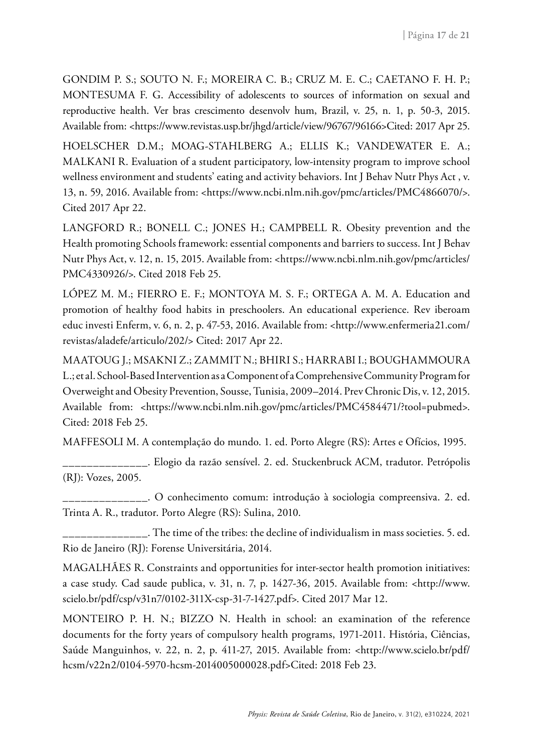GONDIM P. S.; SOUTO N. F.; MOREIRA C. B.; CRUZ M. E. C.; CAETANO F. H. P.; MONTESUMA F. G. Accessibility of adolescents to sources of information on sexual and reproductive health. Ver bras crescimento desenvolv hum, Brazil, v. 25, n. 1, p. 50-3, 2015. Available from: <https://www.revistas.usp.br/jhgd/article/view/96767/96166>Cited: 2017 Apr 25.

HOELSCHER D.M.; MOAG-STAHLBERG A.; ELLIS K.; VANDEWATER E. A.; MALKANI R. Evaluation of a student participatory, low-intensity program to improve school wellness environment and students' eating and activity behaviors. Int J Behav Nutr Phys Act , v. 13, n. 59, 2016. Available from: <https://www.ncbi.nlm.nih.gov/pmc/articles/PMC4866070/>. Cited 2017 Apr 22.

LANGFORD R.; BONELL C.; JONES H.; CAMPBELL R. Obesity prevention and the Health promoting Schools framework: essential components and barriers to success. Int J Behav Nutr Phys Act, v. 12, n. 15, 2015. Available from: <https://www.ncbi.nlm.nih.gov/pmc/articles/PMC4330926/>. Cited 2018 Feb 25.

LÓPEZ M. M.; FIERRO E. F.; MONTOYA M. S. F.; ORTEGA A. M. A. Education and promotion of healthy food habits in preschoolers. An educational experience. Rev iberoam educ investi Enferm, v. 6, n. 2, p. 47-53, 2016. Available from: <http://www.enfermeria21.com/revistas/aladefe/articulo/202/> Cited: 2017 Apr 22.

MAATOUG J.; MSAKNI Z.; ZAMMIT N.; BHIRI S.; HARRABI I.; BOUGHAMMOURA L.; et al. School-Based Intervention as a Component of a Comprehensive Community Program for Overweight and Obesity Prevention, Sousse, Tunisia, 2009–2014. Prev Chronic Dis, v. 12, 2015. Available from: <https://www.ncbi.nlm.nih.gov/pmc/articles/PMC4584471/?tool=pubmed>. Cited: 2018 Feb 25.

MAFFESOLI M. A contemplação do mundo. 1. ed. Porto Alegre (RS): Artes e Ofícios, 1995.

______________. Elogio da razão sensível. 2. ed. Stuckenbruck ACM, tradutor. Petrópolis (RJ): Vozes, 2005.

______________. O conhecimento comum: introdução à sociologia compreensiva. 2. ed. Trinta A. R., tradutor. Porto Alegre (RS): Sulina, 2010.

______________. The time of the tribes: the decline of individualism in mass societies. 5. ed. Rio de Janeiro (RJ): Forense Universitária, 2014.

MAGALHÃES R. Constraints and opportunities for inter-sector health promotion initiatives: a case study. Cad saude publica, v. 31, n. 7, p. 1427-36, 2015. Available from: <http://www.scielo.br/pdf/csp/v31n7/0102-311X-csp-31-7-1427.pdf>. Cited 2017 Mar 12.

MONTEIRO P. H. N.; BIZZO N. Health in school: an examination of the reference documents for the forty years of compulsory health programs, 1971-2011. História, Ciências, Saúde Manguinhos, v. 22, n. 2, p. 411-27, 2015. Available from: <http://www.scielo.br/pdf/hcsm/v22n2/0104-5970-hcsm-2014005000028.pdf>Cited: 2018 Feb 23.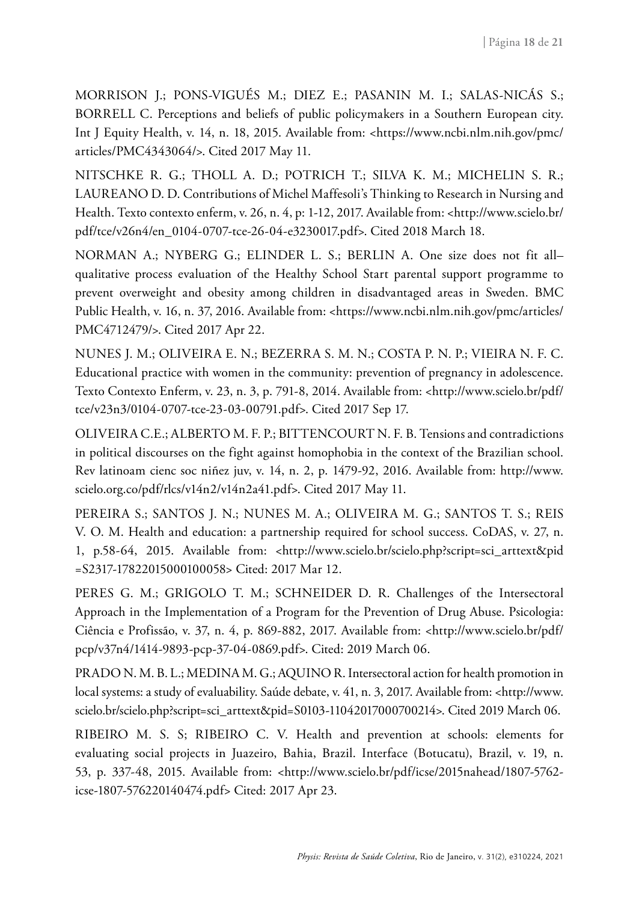MORRISON J.; PONS-VIGUÉS M.; DIEZ E.; PASANIN M. I.; SALAS-NICÁS S.; BORRELL C. Perceptions and beliefs of public policymakers in a Southern European city. Int J Equity Health, v. 14, n. 18, 2015. Available from: <https://www.ncbi.nlm.nih.gov/pmc/articles/PMC4343064/>. Cited 2017 May 11.

NITSCHKE R. G.; THOLL A. D.; POTRICH T.; SILVA K. M.; MICHELIN S. R.; LAUREANO D. D. Contributions of Michel Maffesoli's Thinking to Research in Nursing and Health. Texto contexto enferm, v. 26, n. 4, p: 1-12, 2017. Available from: <http://www.scielo.br/pdf/tce/v26n4/en_0104-0707-tce-26-04-e3230017.pdf>. Cited 2018 March 18.

NORMAN A.; NYBERG G.; ELINDER L. S.; BERLIN A. One size does not fit all–qualitative process evaluation of the Healthy School Start parental support programme to prevent overweight and obesity among children in disadvantaged areas in Sweden. BMC Public Health, v. 16, n. 37, 2016. Available from: <https://www.ncbi.nlm.nih.gov/pmc/articles/PMC4712479/>. Cited 2017 Apr 22.

NUNES J. M.; OLIVEIRA E. N.; BEZERRA S. M. N.; COSTA P. N. P.; VIEIRA N. F. C. Educational practice with women in the community: prevention of pregnancy in adolescence. Texto Contexto Enferm, v. 23, n. 3, p. 791-8, 2014. Available from: <http://www.scielo.br/pdf/tce/v23n3/0104-0707-tce-23-03-00791.pdf>. Cited 2017 Sep 17.

OLIVEIRA C.E.; ALBERTO M. F. P.; BITTENCOURT N. F. B. Tensions and contradictions in political discourses on the fight against homophobia in the context of the Brazilian school. Rev latinoam cienc soc niñez juv, v. 14, n. 2, p. 1479-92, 2016. Available from: http://www.scielo.org.co/pdf/rlcs/v14n2/v14n2a41.pdf>. Cited 2017 May 11.

PEREIRA S.; SANTOS J. N.; NUNES M. A.; OLIVEIRA M. G.; SANTOS T. S.; REIS V. O. M. Health and education: a partnership required for school success. CoDAS, v. 27, n. 1, p.58-64, 2015. Available from: <http://www.scielo.br/scielo.php?script=sci_arttext&pid=S2317-17822015000100058> Cited: 2017 Mar 12.

PERES G. M.; GRIGOLO T. M.; SCHNEIDER D. R. Challenges of the Intersectoral Approach in the Implementation of a Program for the Prevention of Drug Abuse. Psicologia: Ciência e Profissão, v. 37, n. 4, p. 869-882, 2017. Available from: <http://www.scielo.br/pdf/pcp/v37n4/1414-9893-pcp-37-04-0869.pdf>. Cited: 2019 March 06.

PRADO N. M. B. L.; MEDINA M. G.; AQUINO R. Intersectoral action for health promotion in local systems: a study of evaluability. Saúde debate, v. 41, n. 3, 2017. Available from: <http://www.scielo.br/scielo.php?script=sci_arttext&pid=S0103-11042017000700214>. Cited 2019 March 06.

RIBEIRO M. S. S; RIBEIRO C. V. Health and prevention at schools: elements for evaluating social projects in Juazeiro, Bahia, Brazil. Interface (Botucatu), Brazil, v. 19, n. 53, p. 337-48, 2015. Available from: <http://www.scielo.br/pdf/icse/2015nahead/1807-5762-icse-1807-576220140474.pdf> Cited: 2017 Apr 23.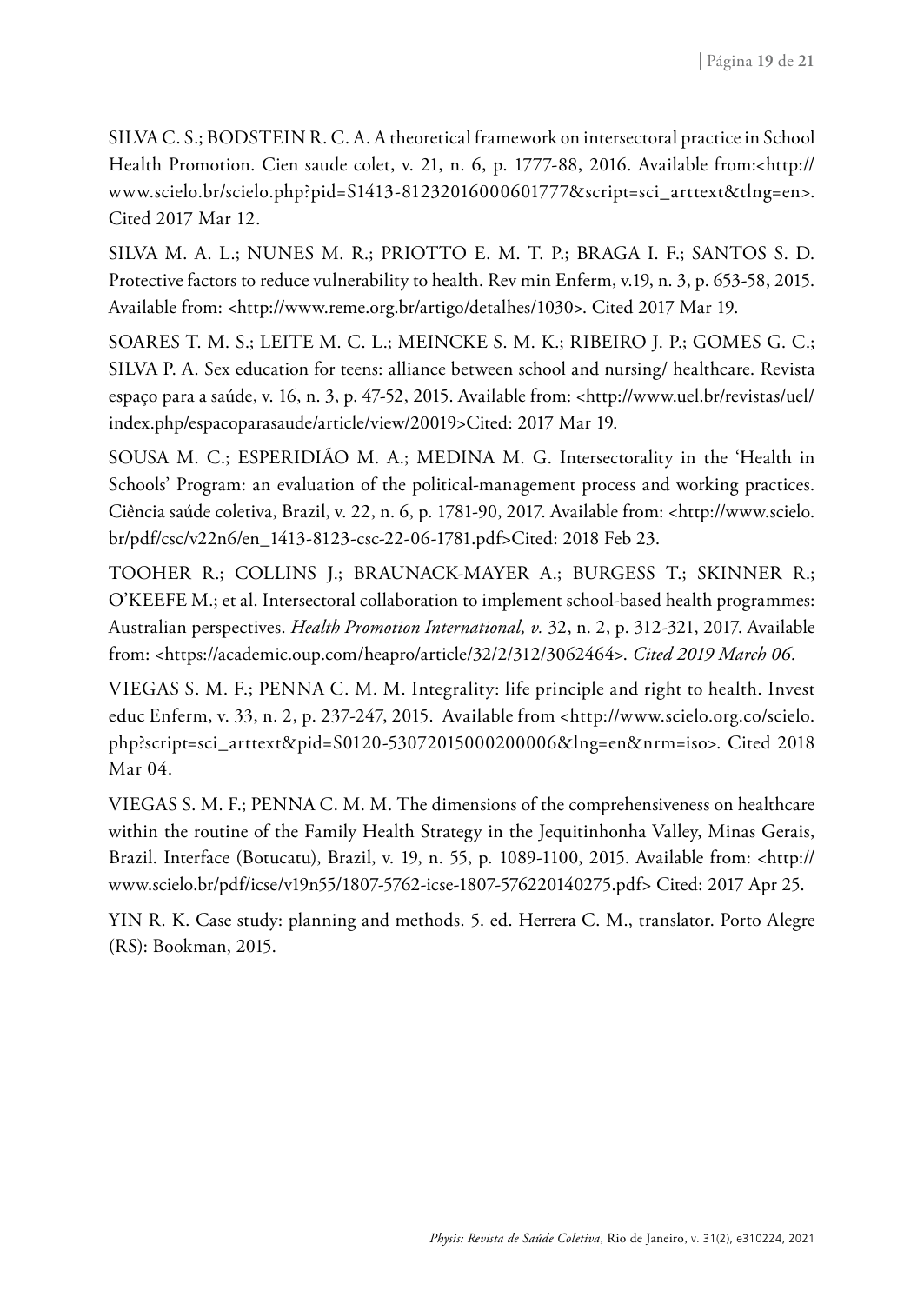SILVA C. S.; BODSTEIN R. C. A. A theoretical framework on intersectoral practice in School Health Promotion. Cien saude colet, v. 21, n. 6, p. 1777-88, 2016. Available from:<http://www.scielo.br/scielo.php?pid=S1413-81232016000601777&script=sci_arttext&tlng=en>. Cited 2017 Mar 12.

SILVA M. A. L.; NUNES M. R.; PRIOTTO E. M. T. P.; BRAGA I. F.; SANTOS S. D. Protective factors to reduce vulnerability to health. Rev min Enferm, v.19, n. 3, p. 653-58, 2015. Available from: <http://www.reme.org.br/artigo/detalhes/1030>. Cited 2017 Mar 19.

SOARES T. M. S.; LEITE M. C. L.; MEINCKE S. M. K.; RIBEIRO J. P.; GOMES G. C.; SILVA P. A. Sex education for teens: alliance between school and nursing/ healthcare. Revista espaço para a saúde, v. 16, n. 3, p. 47-52, 2015. Available from: <http://www.uel.br/revistas/uel/index.php/espacoparasaude/article/view/20019>Cited: 2017 Mar 19.

SOUSA M. C.; ESPERIDIÃO M. A.; MEDINA M. G. Intersectorality in the 'Health in Schools' Program: an evaluation of the political-management process and working practices. Ciência saúde coletiva, Brazil, v. 22, n. 6, p. 1781-90, 2017. Available from: <http://www.scielo.br/pdf/csc/v22n6/en_1413-8123-csc-22-06-1781.pdf>Cited: 2018 Feb 23.

TOOHER R.; COLLINS J.; BRAUNACK-MAYER A.; BURGESS T.; SKINNER R.; O'KEEFE M.; et al. Intersectoral collaboration to implement school-based health programmes: Australian perspectives. *Health Promotion International, v.* 32, n. 2, p. 312-321, 2017. Available from: <https://academic.oup.com/heapro/article/32/2/312/3062464>. *Cited 2019 March 06.*

VIEGAS S. M. F.; PENNA C. M. M. Integrality: life principle and right to health. Invest educ Enferm, v. 33, n. 2, p. 237-247, 2015. Available from <http://www.scielo.org.co/scielo.php?script=sci_arttext&pid=S0120-53072015000200006&lng=en&nrm=iso>. Cited 2018 Mar 04.

VIEGAS S. M. F.; PENNA C. M. M. The dimensions of the comprehensiveness on healthcare within the routine of the Family Health Strategy in the Jequitinhonha Valley, Minas Gerais, Brazil. Interface (Botucatu), Brazil, v. 19, n. 55, p. 1089-1100, 2015. Available from: <http://www.scielo.br/pdf/icse/v19n55/1807-5762-icse-1807-576220140275.pdf> Cited: 2017 Apr 25.

YIN R. K. Case study: planning and methods. 5. ed. Herrera C. M., translator. Porto Alegre (RS): Bookman, 2015.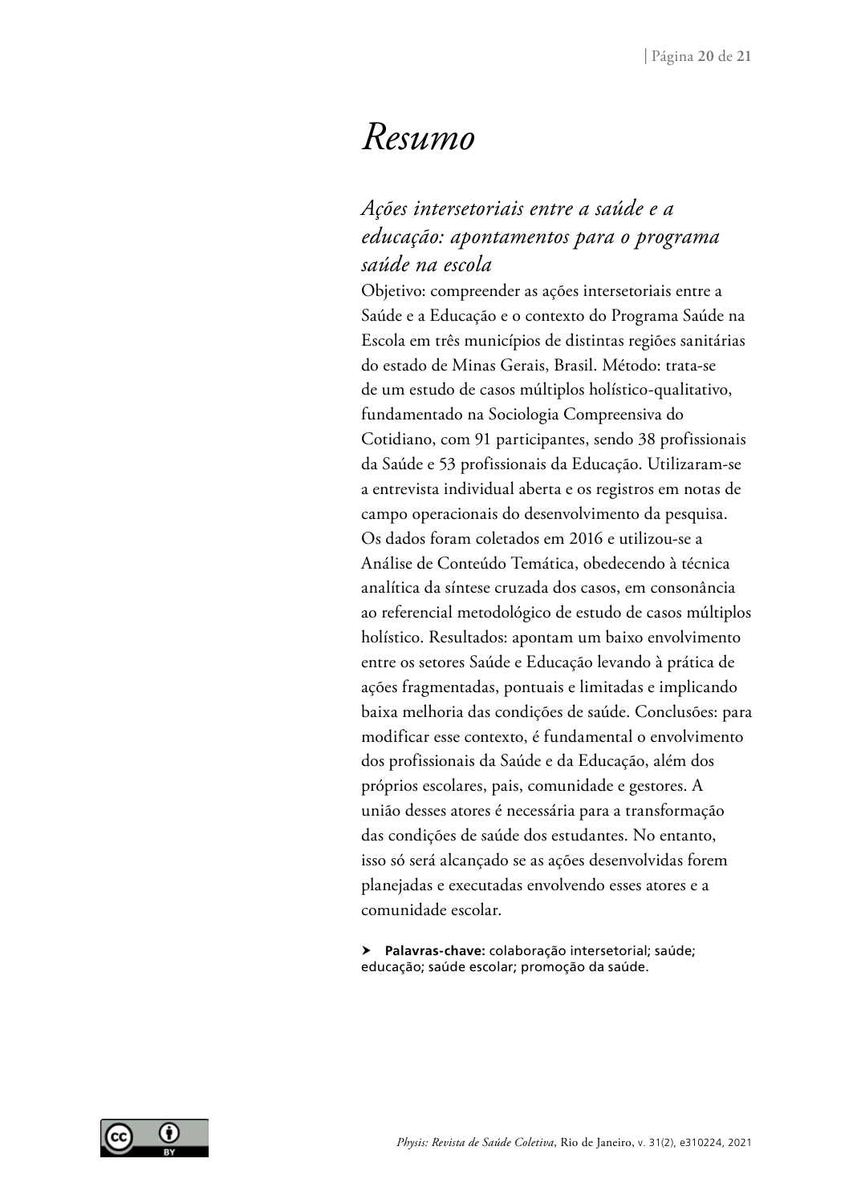# *Resumo*

## *Ações intersetoriais entre a saúde e a educação: apontamentos para o programa saúde na escola*

Objetivo: compreender as ações intersetoriais entre a Saúde e a Educação e o contexto do Programa Saúde na Escola em três municípios de distintas regiões sanitárias do estado de Minas Gerais, Brasil. Método: trata-se de um estudo de casos múltiplos holístico-qualitativo, fundamentado na Sociologia Compreensiva do Cotidiano, com 91 participantes, sendo 38 profissionais da Saúde e 53 profissionais da Educação. Utilizaram-se a entrevista individual aberta e os registros em notas de campo operacionais do desenvolvimento da pesquisa. Os dados foram coletados em 2016 e utilizou-se a Análise de Conteúdo Temática, obedecendo à técnica analítica da síntese cruzada dos casos, em consonância ao referencial metodológico de estudo de casos múltiplos holístico. Resultados: apontam um baixo envolvimento entre os setores Saúde e Educação levando à prática de ações fragmentadas, pontuais e limitadas e implicando baixa melhoria das condições de saúde. Conclusões: para modificar esse contexto, é fundamental o envolvimento dos profissionais da Saúde e da Educação, além dos próprios escolares, pais, comunidade e gestores. A união desses atores é necessária para a transformação das condições de saúde dos estudantes. No entanto, isso só será alcançado se as ações desenvolvidas forem planejadas e executadas envolvendo esses atores e a comunidade escolar.

➤ **Palavras-chave:** colaboração intersetorial; saúde; educação; saúde escolar; promoção da saúde.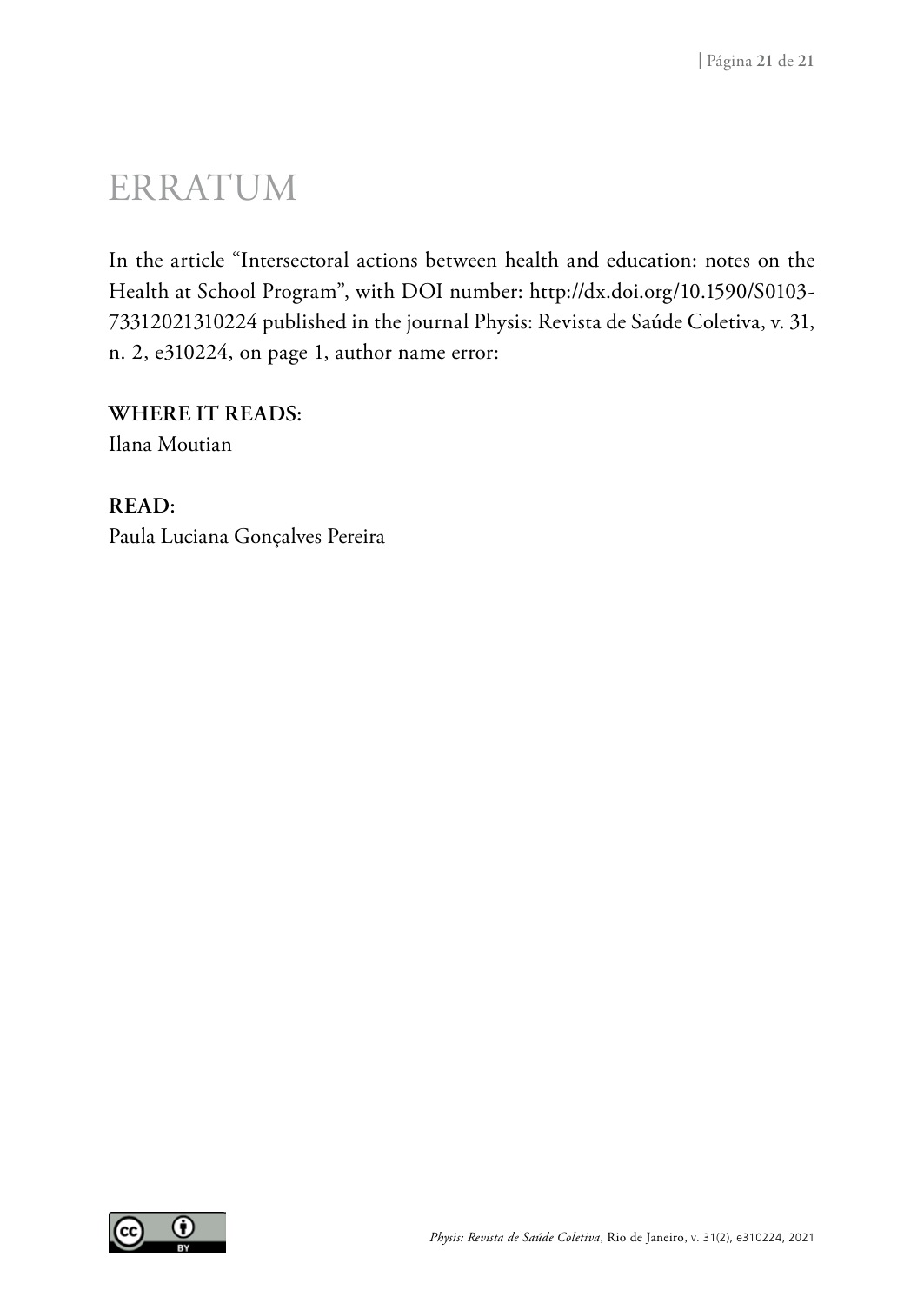# ERRATUM

In the article "Intersectoral actions between health and education: notes on the Health at School Program", with DOI number: http://dx.doi.org/10.1590/S0103-73312021310224 published in the journal Physis: Revista de Saúde Coletiva, v. 31, n. 2, e310224, on page 1, author name error:

**WHERE IT READS:**
Ilana Moutian

**READ:**
Paula Luciana Gonçalves Pereira